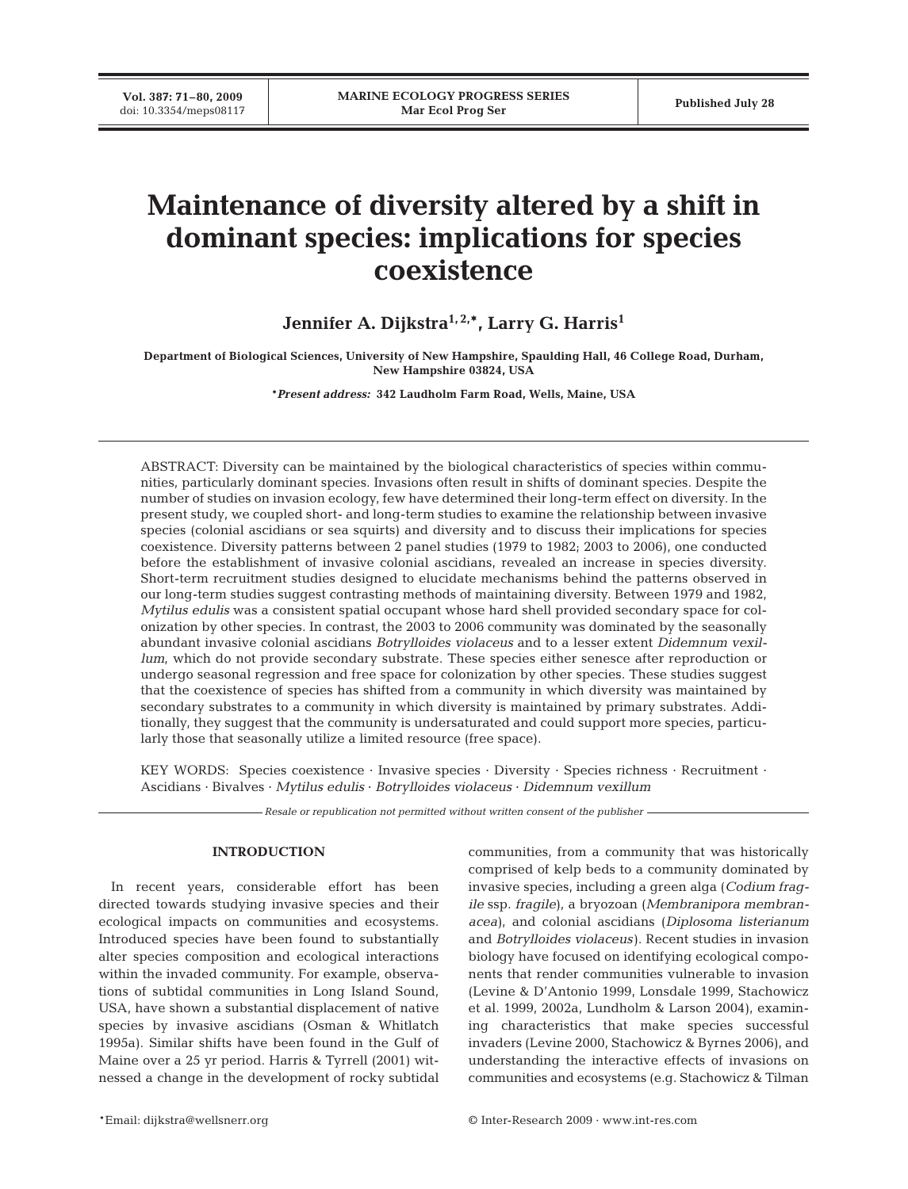# Maintenance of diversity altered by a shift in dominant species: implications for species coexistence

**Jennifer A. Dijkstra[1,2,*], Larry G. Harris[1]**

**Department of Biological Sciences, University of New Hampshire, Spaulding Hall, 46 College Road, Durham, New Hampshire 03824, USA**

**[*]*Present address:* 342 Laudholm Farm Road, Wells, Maine, USA**

ABSTRACT: Diversity can be maintained by the biological characteristics of species within communities, particularly dominant species. Invasions often result in shifts of dominant species. Despite the number of studies on invasion ecology, few have determined their long-term effect on diversity. In the present study, we coupled short- and long-term studies to examine the relationship between invasive species (colonial ascidians or sea squirts) and diversity and to discuss their implications for species coexistence. Diversity patterns between 2 panel studies (1979 to 1982; 2003 to 2006), one conducted before the establishment of invasive colonial ascidians, revealed an increase in species diversity. Short-term recruitment studies designed to elucidate mechanisms behind the patterns observed in our long-term studies suggest contrasting methods of maintaining diversity. Between 1979 and 1982, *Mytilus edulis* was a consistent spatial occupant whose hard shell provided secondary space for colonization by other species. In contrast, the 2003 to 2006 community was dominated by the seasonally abundant invasive colonial ascidians *Botrylloides violaceus* and to a lesser extent *Didemnum vexillum*, which do not provide secondary substrate. These species either senesce after reproduction or undergo seasonal regression and free space for colonization by other species. These studies suggest that the coexistence of species has shifted from a community in which diversity was maintained by secondary substrates to a community in which diversity is maintained by primary substrates. Additionally, they suggest that the community is undersaturated and could support more species, particularly those that seasonally utilize a limited resource (free space).

KEY WORDS: Species coexistence · Invasive species · Diversity · Species richness · Recruitment · Ascidians · Bivalves · *Mytilus edulis* · *Botrylloides violaceus* · *Didemnum vexillum*

*Resale or republication not permitted without written consent of the publisher*

## INTRODUCTION

In recent years, considerable effort has been directed towards studying invasive species and their ecological impacts on communities and ecosystems. Introduced species have been found to substantially alter species composition and ecological interactions within the invaded community. For example, observations of subtidal communities in Long Island Sound, USA, have shown a substantial displacement of native species by invasive ascidians (Osman & Whitlatch 1995a). Similar shifts have been found in the Gulf of Maine over a 25 yr period. Harris & Tyrrell (2001) witnessed a change in the development of rocky subtidal communities, from a community that was historically comprised of kelp beds to a community dominated by invasive species, including a green alga (*Codium fragile* ssp. *fragile*), a bryozoan (*Membranipora membranacea*), and colonial ascidians (*Diplosoma listerianum* and *Botrylloides violaceus*). Recent studies in invasion biology have focused on identifying ecological components that render communities vulnerable to invasion (Levine & D'Antonio 1999, Lonsdale 1999, Stachowicz et al. 1999, 2002a, Lundholm & Larson 2004), examining characteristics that make species successful invaders (Levine 2000, Stachowicz & Byrnes 2006), and understanding the interactive effects of invasions on communities and ecosystems (e.g. Stachowicz & Tilman

[*]Email: dijkstra@wellsnerr.org

© Inter-Research 2009 · www.int-res.com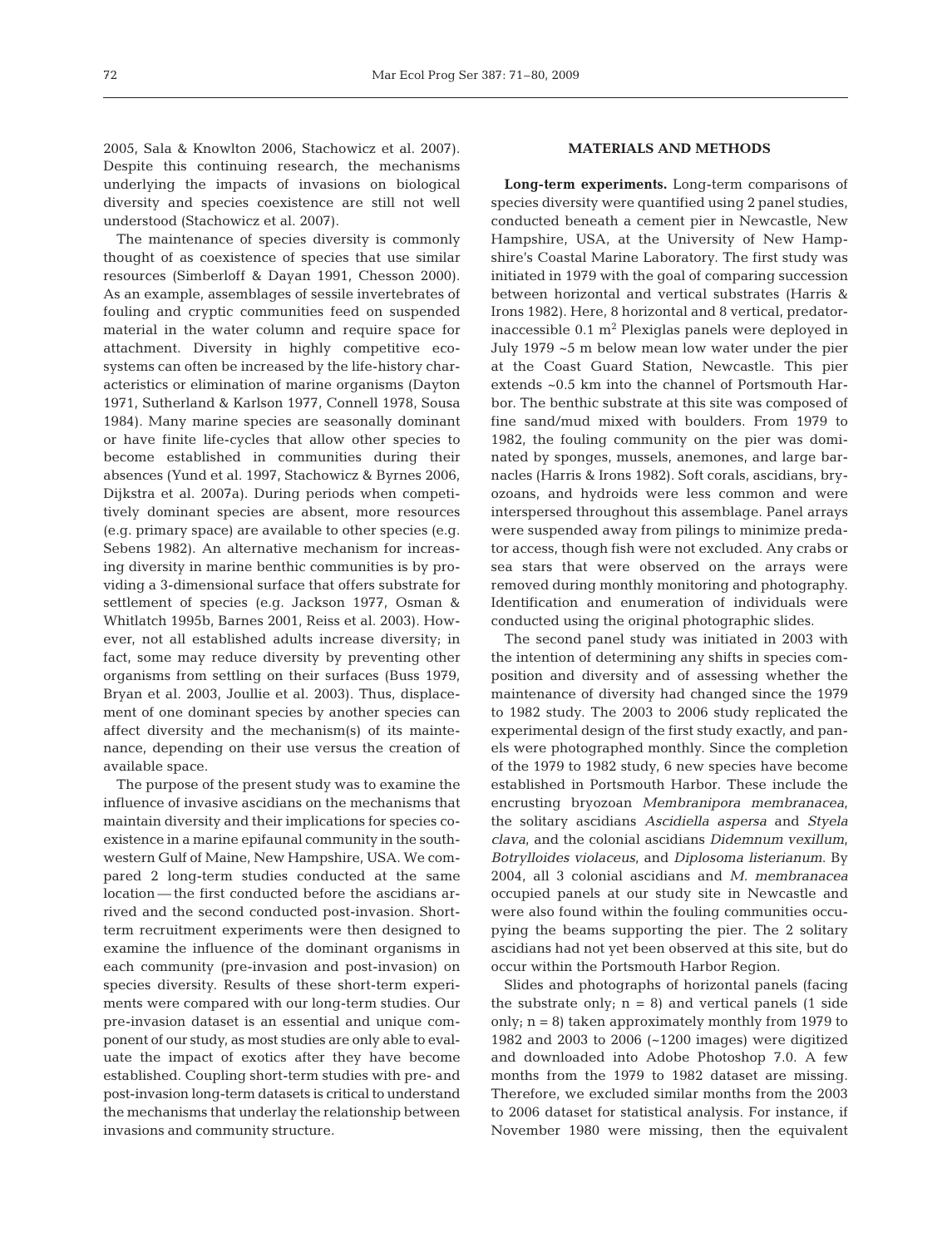2005, Sala & Knowlton 2006, Stachowicz et al. 2007). Despite this continuing research, the mechanisms underlying the impacts of invasions on biological diversity and species coexistence are still not well understood (Stachowicz et al. 2007).

The maintenance of species diversity is commonly thought of as coexistence of species that use similar resources (Simberloff & Dayan 1991, Chesson 2000). As an example, assemblages of sessile invertebrates of fouling and cryptic communities feed on suspended material in the water column and require space for attachment. Diversity in highly competitive ecosystems can often be increased by the life-history characteristics or elimination of marine organisms (Dayton 1971, Sutherland & Karlson 1977, Connell 1978, Sousa 1984). Many marine species are seasonally dominant or have finite life-cycles that allow other species to become established in communities during their absences (Yund et al. 1997, Stachowicz & Byrnes 2006, Dijkstra et al. 2007a). During periods when competitively dominant species are absent, more resources (e.g. primary space) are available to other species (e.g. Sebens 1982). An alternative mechanism for increasing diversity in marine benthic communities is by providing a 3-dimensional surface that offers substrate for settlement of species (e.g. Jackson 1977, Osman & Whitlatch 1995b, Barnes 2001, Reiss et al. 2003). However, not all established adults increase diversity; in fact, some may reduce diversity by preventing other organisms from settling on their surfaces (Buss 1979, Bryan et al. 2003, Joullie et al. 2003). Thus, displacement of one dominant species by another species can affect diversity and the mechanism(s) of its maintenance, depending on their use versus the creation of available space.

The purpose of the present study was to examine the influence of invasive ascidians on the mechanisms that maintain diversity and their implications for species coexistence in a marine epifaunal community in the southwestern Gulf of Maine, New Hampshire, USA. We compared 2 long-term studies conducted at the same location — the first conducted before the ascidians arrived and the second conducted post-invasion. Short-term recruitment experiments were then designed to examine the influence of the dominant organisms in each community (pre-invasion and post-invasion) on species diversity. Results of these short-term experiments were compared with our long-term studies. Our pre-invasion dataset is an essential and unique component of our study, as most studies are only able to evaluate the impact of exotics after they have become established. Coupling short-term studies with pre- and post-invasion long-term datasets is critical to understand the mechanisms that underlay the relationship between invasions and community structure.

## MATERIALS AND METHODS

**Long-term experiments.** Long-term comparisons of species diversity were quantified using 2 panel studies, conducted beneath a cement pier in Newcastle, New Hampshire, USA, at the University of New Hampshire's Coastal Marine Laboratory. The first study was initiated in 1979 with the goal of comparing succession between horizontal and vertical substrates (Harris & Irons 1982). Here, 8 horizontal and 8 vertical, predator-inaccessible 0.1 $m^2$ Plexiglas panels were deployed in July 1979 ~5 m below mean low water under the pier at the Coast Guard Station, Newcastle. This pier extends ~0.5 km into the channel of Portsmouth Harbor. The benthic substrate at this site was composed of fine sand/mud mixed with boulders. From 1979 to 1982, the fouling community on the pier was dominated by sponges, mussels, anemones, and large barnacles (Harris & Irons 1982). Soft corals, ascidians, bryozoans, and hydroids were less common and were interspersed throughout this assemblage. Panel arrays were suspended away from pilings to minimize predator access, though fish were not excluded. Any crabs or sea stars that were observed on the arrays were removed during monthly monitoring and photography. Identification and enumeration of individuals were conducted using the original photographic slides.

The second panel study was initiated in 2003 with the intention of determining any shifts in species composition and diversity and of assessing whether the maintenance of diversity had changed since the 1979 to 1982 study. The 2003 to 2006 study replicated the experimental design of the first study exactly, and panels were photographed monthly. Since the completion of the 1979 to 1982 study, 6 new species have become established in Portsmouth Harbor. These include the encrusting bryozoan *Membranipora membranacea*, the solitary ascidians *Ascidiella aspersa* and *Styela clava*, and the colonial ascidians *Didemnum vexillum*, *Botrylloides violaceus*, and *Diplosoma listerianum*. By 2004, all 3 colonial ascidians and *M. membranacea* occupied panels at our study site in Newcastle and were also found within the fouling communities occupying the beams supporting the pier. The 2 solitary ascidians had not yet been observed at this site, but do occur within the Portsmouth Harbor Region.

Slides and photographs of horizontal panels (facing the substrate only; n = 8) and vertical panels (1 side only; n = 8) taken approximately monthly from 1979 to 1982 and 2003 to 2006 (~1200 images) were digitized and downloaded into Adobe Photoshop 7.0. A few months from the 1979 to 1982 dataset are missing. Therefore, we excluded similar months from the 2003 to 2006 dataset for statistical analysis. For instance, if November 1980 were missing, then the equivalent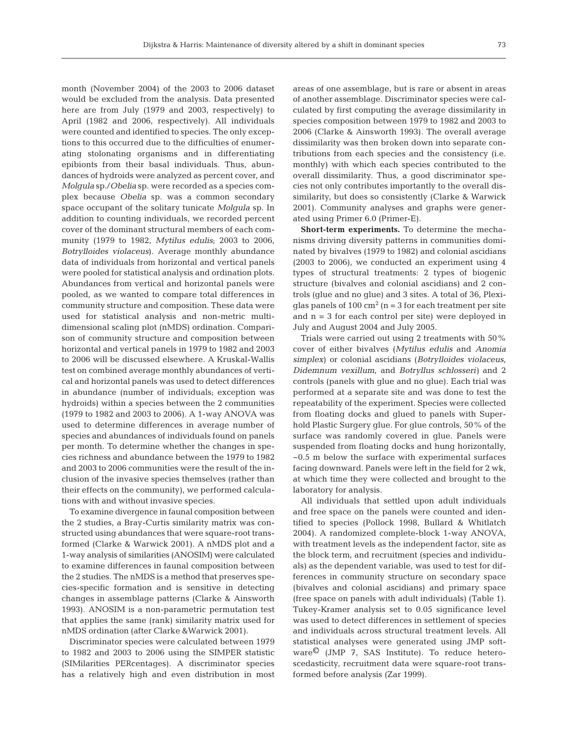month (November 2004) of the 2003 to 2006 dataset would be excluded from the analysis. Data presented here are from July (1979 and 2003, respectively) to April (1982 and 2006, respectively). All individuals were counted and identified to species. The only exceptions to this occurred due to the difficulties of enumerating stolonating organisms and in differentiating epibionts from their basal individuals. Thus, abundances of hydroids were analyzed as percent cover, and *Molgula* sp./*Obelia* sp. were recorded as a species complex because *Obelia* sp. was a common secondary space occupant of the solitary tunicate *Molgula* sp. In addition to counting individuals, we recorded percent cover of the dominant structural members of each community (1979 to 1982, *Mytilus edulis*; 2003 to 2006, *Botrylloides violaceus*). Average monthly abundance data of individuals from horizontal and vertical panels were pooled for statistical analysis and ordination plots. Abundances from vertical and horizontal panels were pooled, as we wanted to compare total differences in community structure and composition. These data were used for statistical analysis and non-metric multidimensional scaling plot (nMDS) ordination. Comparison of community structure and composition between horizontal and vertical panels in 1979 to 1982 and 2003 to 2006 will be discussed elsewhere. A Kruskal-Wallis test on combined average monthly abundances of vertical and horizontal panels was used to detect differences in abundance (number of individuals; exception was hydroids) within a species between the 2 communities (1979 to 1982 and 2003 to 2006). A 1-way ANOVA was used to determine differences in average number of species and abundances of individuals found on panels per month. To determine whether the changes in species richness and abundance between the 1979 to 1982 and 2003 to 2006 communities were the result of the inclusion of the invasive species themselves (rather than their effects on the community), we performed calculations with and without invasive species.

To examine divergence in faunal composition between the 2 studies, a Bray-Curtis similarity matrix was constructed using abundances that were square-root transformed (Clarke & Warwick 2001). A nMDS plot and a 1-way analysis of similarities (ANOSIM) were calculated to examine differences in faunal composition between the 2 studies. The nMDS is a method that preserves species-specific formation and is sensitive in detecting changes in assemblage patterns (Clarke & Ainsworth 1993). ANOSIM is a non-parametric permutation test that applies the same (rank) similarity matrix used for nMDS ordination (after Clarke &Warwick 2001).

Discriminator species were calculated between 1979 to 1982 and 2003 to 2006 using the SIMPER statistic (SIMilarities PERcentages). A discriminator species has a relatively high and even distribution in most areas of one assemblage, but is rare or absent in areas of another assemblage. Discriminator species were calculated by first computing the average dissimilarity in species composition between 1979 to 1982 and 2003 to 2006 (Clarke & Ainsworth 1993). The overall average dissimilarity was then broken down into separate contributions from each species and the consistency (i.e. monthly) with which each species contributed to the overall dissimilarity. Thus, a good discriminator species not only contributes importantly to the overall dissimilarity, but does so consistently (Clarke & Warwick 2001). Community analyses and graphs were generated using Primer 6.0 (Primer-E).

**Short-term experiments.** To determine the mechanisms driving diversity patterns in communities dominated by bivalves (1979 to 1982) and colonial ascidians (2003 to 2006), we conducted an experiment using 4 types of structural treatments: 2 types of biogenic structure (bivalves and colonial ascidians) and 2 controls (glue and no glue) and 3 sites. A total of 36, Plexiglas panels of 100 $cm^2$ (n = 3 for each treatment per site and n = 3 for each control per site) were deployed in July and August 2004 and July 2005.

Trials were carried out using 2 treatments with 50% cover of either bivalves (*Mytilus edulis* and *Anomia simplex*) or colonial ascidians (*Botrylloides violaceus*, *Didemnum vexillum*, and *Botryllus schlosseri*) and 2 controls (panels with glue and no glue). Each trial was performed at a separate site and was done to test the repeatability of the experiment. Species were collected from floating docks and glued to panels with Superhold Plastic Surgery glue. For glue controls, 50% of the surface was randomly covered in glue. Panels were suspended from floating docks and hung horizontally, ~0.5 m below the surface with experimental surfaces facing downward. Panels were left in the field for 2 wk, at which time they were collected and brought to the laboratory for analysis.

All individuals that settled upon adult individuals and free space on the panels were counted and identified to species (Pollock 1998, Bullard & Whitlatch 2004). A randomized complete-block 1-way ANOVA, with treatment levels as the independent factor, site as the block term, and recruitment (species and individuals) as the dependent variable, was used to test for differences in community structure on secondary space (bivalves and colonial ascidians) and primary space (free space on panels with adult individuals) (Table 1). Tukey-Kramer analysis set to 0.05 significance level was used to detect differences in settlement of species and individuals across structural treatment levels. All statistical analyses were generated using JMP software© (JMP 7, SAS Institute). To reduce heteroscedasticity, recruitment data were square-root transformed before analysis (Zar 1999).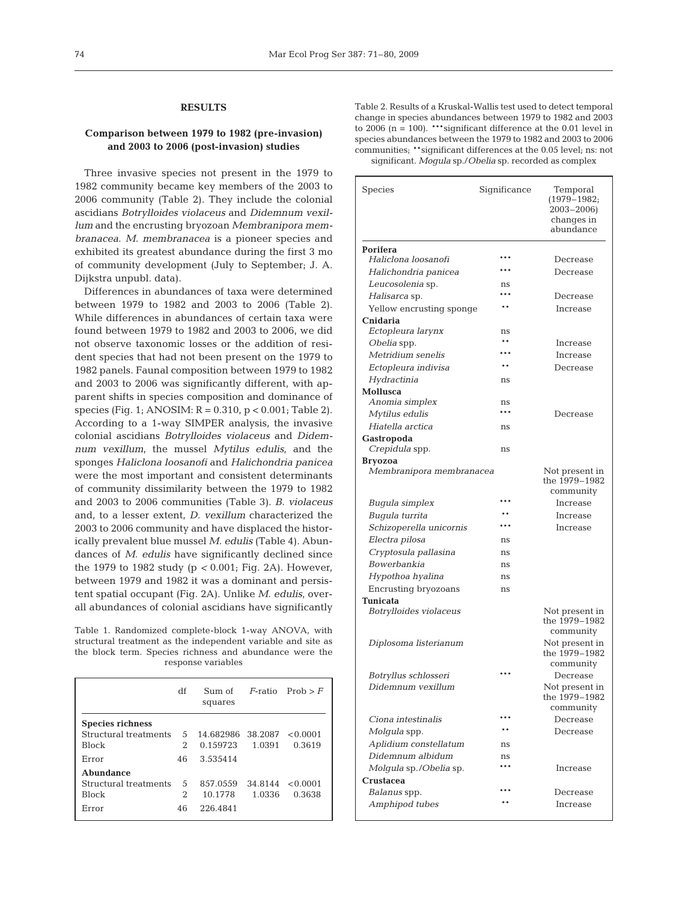## RESULTS

### Comparison between 1979 to 1982 (pre-invasion) and 2003 to 2006 (post-invasion) studies

Three invasive species not present in the 1979 to 1982 community became key members of the 2003 to 2006 community (Table 2). They include the colonial ascidians *Botrylloides violaceus* and *Didemnum vexillum* and the encrusting bryozoan *Membranipora membranacea*. *M. membranacea* is a pioneer species and exhibited its greatest abundance during the first 3 mo of community development (July to September; J. A. Dijkstra unpubl. data).

Differences in abundances of taxa were determined between 1979 to 1982 and 2003 to 2006 (Table 2). While differences in abundances of certain taxa were found between 1979 to 1982 and 2003 to 2006, we did not observe taxonomic losses or the addition of resident species that had not been present on the 1979 to 1982 panels. Faunal composition between 1979 to 1982 and 2003 to 2006 was significantly different, with apparent shifts in species composition and dominance of species (Fig. 1; ANOSIM: $R = 0.310$, $p < 0.001$; Table 2). According to a 1-way SIMPER analysis, the invasive colonial ascidians *Botrylloides violaceus* and *Didemnum vexillum*, the mussel *Mytilus edulis*, and the sponges *Haliclona loosanofi* and *Halichondria panicea* were the most important and consistent determinants of community dissimilarity between the 1979 to 1982 and 2003 to 2006 communities (Table 3). *B. violaceus* and, to a lesser extent, *D. vexillum* characterized the 2003 to 2006 community and have displaced the historically prevalent blue mussel *M. edulis* (Table 4). Abundances of *M. edulis* have significantly declined since the 1979 to 1982 study ($p < 0.001$; Fig. 2A). However, between 1979 and 1982 it was a dominant and persistent spatial occupant (Fig. 2A). Unlike *M. edulis*, overall abundances of colonial ascidians have significantly

Table 1. Randomized complete-block 1-way ANOVA, with structural treatment as the independent variable and site as the block term. Species richness and abundance were the response variables

| | df | Sum of squares | *F*-ratio | Prob > *F* |
|---|---|---|---|---|
| **Species richness** | | | | |
| Structural treatments | 5 | 14.682986 | 38.2087 | <0.0001 |
| Block | 2 | 0.159723 | 1.0391 | 0.3619 |
| Error | 46 | 3.535414 | | |
| **Abundance** | | | | |
| Structural treatments | 5 | 857.0559 | 34.8144 | <0.0001 |
| Block | 2 | 10.1778 | 1.0336 | 0.3638 |
| Error | 46 | 226.4841 | | |

Table 2. Results of a Kruskal-Wallis test used to detect temporal change in species abundances between 1979 to 1982 and 2003 to 2006 (n = 100). ***significant difference at the 0.01 level in species abundances between the 1979 to 1982 and 2003 to 2006 communities; **significant differences at the 0.05 level; ns: not significant. *Mogula* sp./*Obelia* sp. recorded as complex

| Species | Significance | Temporal (1979–1982; 2003–2006) changes in abundance |
|---|---|---|
| **Porifera** | | |
| *Haliclona loosanofi* | *** | Decrease |
| *Halichondria panicea* | *** | Decrease |
| *Leucosolenia* sp. | ns | |
| *Halisarca* sp. | *** | Decrease |
| Yellow encrusting sponge | ** | Increase |
| **Cnidaria** | | |
| *Ectopleura larynx* | ns | |
| *Obelia* spp. | ** | Increase |
| *Metridium senelis* | *** | Increase |
| *Ectopleura indivisa* | ** | Decrease |
| *Hydractinia* | ns | |
| **Mollusca** | | |
| *Anomia simplex* | ns | |
| *Mytilus edulis* | *** | Decrease |
| *Hiatella arctica* | ns | |
| **Gastropoda** | | |
| *Crepidula* spp. | ns | |
| **Bryozoa** | | |
| *Membranipora membranacea* | | Not present in the 1979–1982 community |
| *Bugula simplex* | *** | Increase |
| *Bugula turrita* | ** | Increase |
| *Schizoperella unicornis* | *** | Increase |
| *Electra pilosa* | ns | |
| *Cryptosula pallasina* | ns | |
| *Bowerbankia* | ns | |
| *Hypothoa hyalina* | ns | |
| Encrusting bryozoans | ns | |
| **Tunicata** | | |
| *Botrylloides violaceus* | | Not present in the 1979–1982 community |
| *Diplosoma listerianum* | | Not present in the 1979–1982 community |
| *Botryllus schlosseri* | *** | Decrease |
| *Didemnum vexillum* | | Not present in the 1979–1982 community |
| *Ciona intestinalis* | *** | Decrease |
| *Molgula* spp. | ** | Decrease |
| *Aplidium constellatum* | ns | |
| *Didemnum albidum* | ns | |
| *Molgula* sp./*Obelia* sp. | *** | Increase |
| **Crustacea** | | |
| *Balanus* spp. | *** | Decrease |
| *Amphipod tubes* | ** | Increase |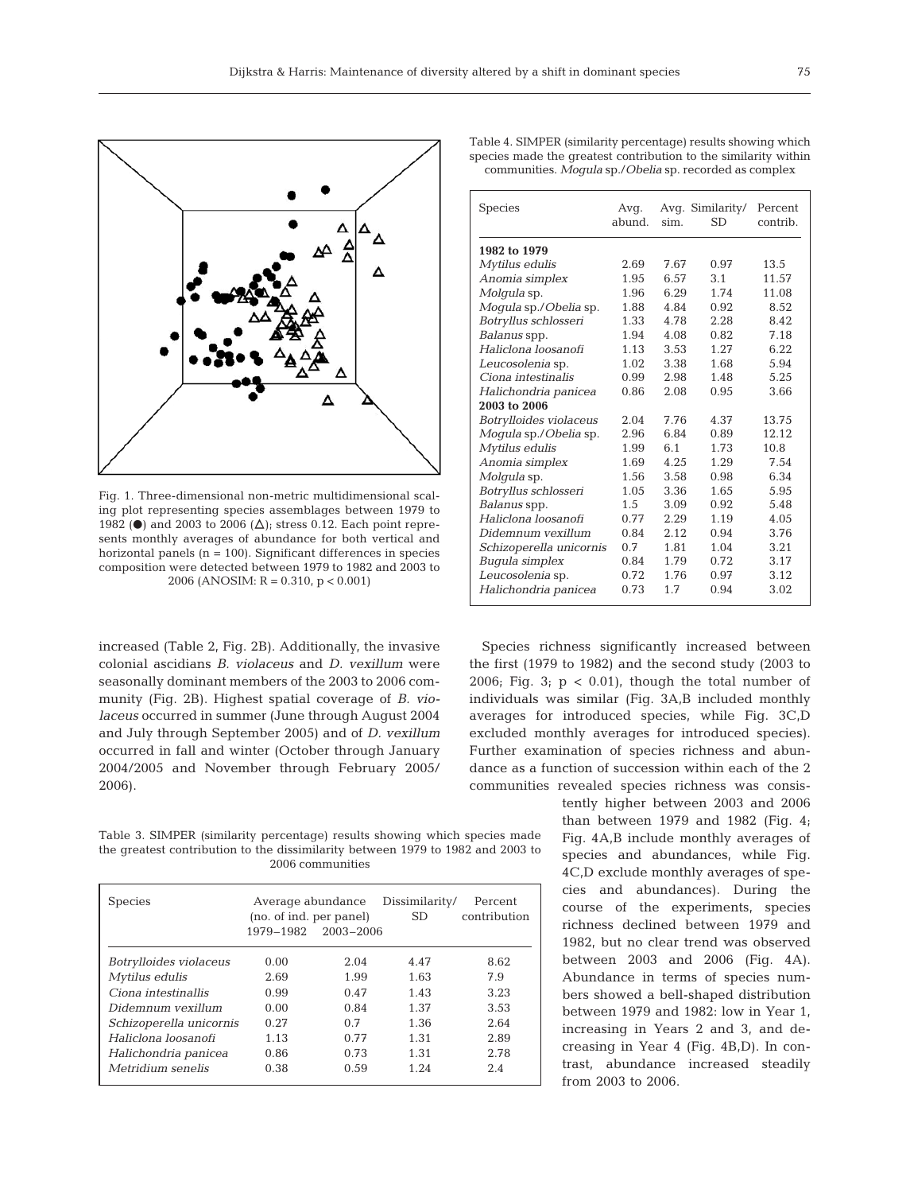Fig. 1. Three-dimensional non-metric multidimensional scaling plot representing species assemblages between 1979 to 1982 (●) and 2003 to 2006 (△); stress 0.12. Each point represents monthly averages of abundance for both vertical and horizontal panels (n = 100). Significant differences in species composition were detected between 1979 to 1982 and 2003 to 2006 (ANOSIM: R = 0.310, p < 0.001)

Table 4. SIMPER (similarity percentage) results showing which species made the greatest contribution to the similarity within communities. *Mogula* sp./*Obelia* sp. recorded as complex

| Species | Avg. abund. | Avg. sim. | Similarity/ SD | Percent contrib. |
|---|---|---|---|---|
| **1982 to 1979** | | | | |
| *Mytilus edulis* | 2.69 | 7.67 | 0.97 | 13.5 |
| *Anomia simplex* | 1.95 | 6.57 | 3.1 | 11.57 |
| *Molgula* sp. | 1.96 | 6.29 | 1.74 | 11.08 |
| *Mogula* sp./*Obelia* sp. | 1.88 | 4.84 | 0.92 | 8.52 |
| *Botryllus schlosseri* | 1.33 | 4.78 | 2.28 | 8.42 |
| *Balanus* spp. | 1.94 | 4.08 | 0.82 | 7.18 |
| *Haliclona loosanofi* | 1.13 | 3.53 | 1.27 | 6.22 |
| *Leucosolenia* sp. | 1.02 | 3.38 | 1.68 | 5.94 |
| *Ciona intestinalis* | 0.99 | 2.98 | 1.48 | 5.25 |
| *Halichondria panicea* | 0.86 | 2.08 | 0.95 | 3.66 |
| **2003 to 2006** | | | | |
| *Botrylloides violaceus* | 2.04 | 7.76 | 4.37 | 13.75 |
| *Mogula* sp./*Obelia* sp. | 2.96 | 6.84 | 0.89 | 12.12 |
| *Mytilus edulis* | 1.99 | 6.1 | 1.73 | 10.8 |
| *Anomia simplex* | 1.69 | 4.25 | 1.29 | 7.54 |
| *Molgula* sp. | 1.56 | 3.58 | 0.98 | 6.34 |
| *Botryllus schlosseri* | 1.05 | 3.36 | 1.65 | 5.95 |
| *Balanus* spp. | 1.5 | 3.09 | 0.92 | 5.48 |
| *Haliclona loosanofi* | 0.77 | 2.29 | 1.19 | 4.05 |
| *Didemnum vexillum* | 0.84 | 2.12 | 0.94 | 3.76 |
| *Schizoperella unicornis* | 0.7 | 1.81 | 1.04 | 3.21 |
| *Bugula simplex* | 0.84 | 1.79 | 0.72 | 3.17 |
| *Leucosolenia* sp. | 0.72 | 1.76 | 0.97 | 3.12 |
| *Halichondria panicea* | 0.73 | 1.7 | 0.94 | 3.02 |

increased (Table 2, Fig. 2B). Additionally, the invasive colonial ascidians *B. violaceus* and *D. vexillum* were seasonally dominant members of the 2003 to 2006 community (Fig. 2B). Highest spatial coverage of *B. violaceus* occurred in summer (June through August 2004 and July through September 2005) and of *D. vexillum* occurred in fall and winter (October through January 2004/2005 and November through February 2005/2006).

Table 3. SIMPER (similarity percentage) results showing which species made the greatest contribution to the dissimilarity between 1979 to 1982 and 2003 to 2006 communities

| Species | Average abundance (no. of ind. per panel) | | Dissimilarity/ SD | Percent contribution |
|---|---|---|---|---|
| | 1979–1982 | 2003–2006 | | |
| *Botrylloides violaceus* | 0.00 | 2.04 | 4.47 | 8.62 |
| *Mytilus edulis* | 2.69 | 1.99 | 1.63 | 7.9 |
| *Ciona intestinallis* | 0.99 | 0.47 | 1.43 | 3.23 |
| *Didemnum vexillum* | 0.00 | 0.84 | 1.37 | 3.53 |
| *Schizoperella unicornis* | 0.27 | 0.7 | 1.36 | 2.64 |
| *Haliclona loosanofi* | 1.13 | 0.77 | 1.31 | 2.89 |
| *Halichondria panicea* | 0.86 | 0.73 | 1.31 | 2.78 |
| *Metridium senelis* | 0.38 | 0.59 | 1.24 | 2.4 |

Species richness significantly increased between the first (1979 to 1982) and the second study (2003 to 2006; Fig. 3; $p < 0.01$), though the total number of individuals was similar (Fig. 3A,B included monthly averages for introduced species, while Fig. 3C,D excluded monthly averages for introduced species). Further examination of species richness and abundance as a function of succession within each of the 2 communities revealed species richness was consistently higher between 2003 and 2006 than between 1979 and 1982 (Fig. 4; Fig. 4A,B include monthly averages of species and abundances, while Fig. 4C,D exclude monthly averages of species and abundances). During the course of the experiments, species richness declined between 1979 and 1982, but no clear trend was observed between 2003 and 2006 (Fig. 4A). Abundance in terms of species numbers showed a bell-shaped distribution between 1979 and 1982: low in Year 1, increasing in Years 2 and 3, and decreasing in Year 4 (Fig. 4B,D). In contrast, abundance increased steadily from 2003 to 2006.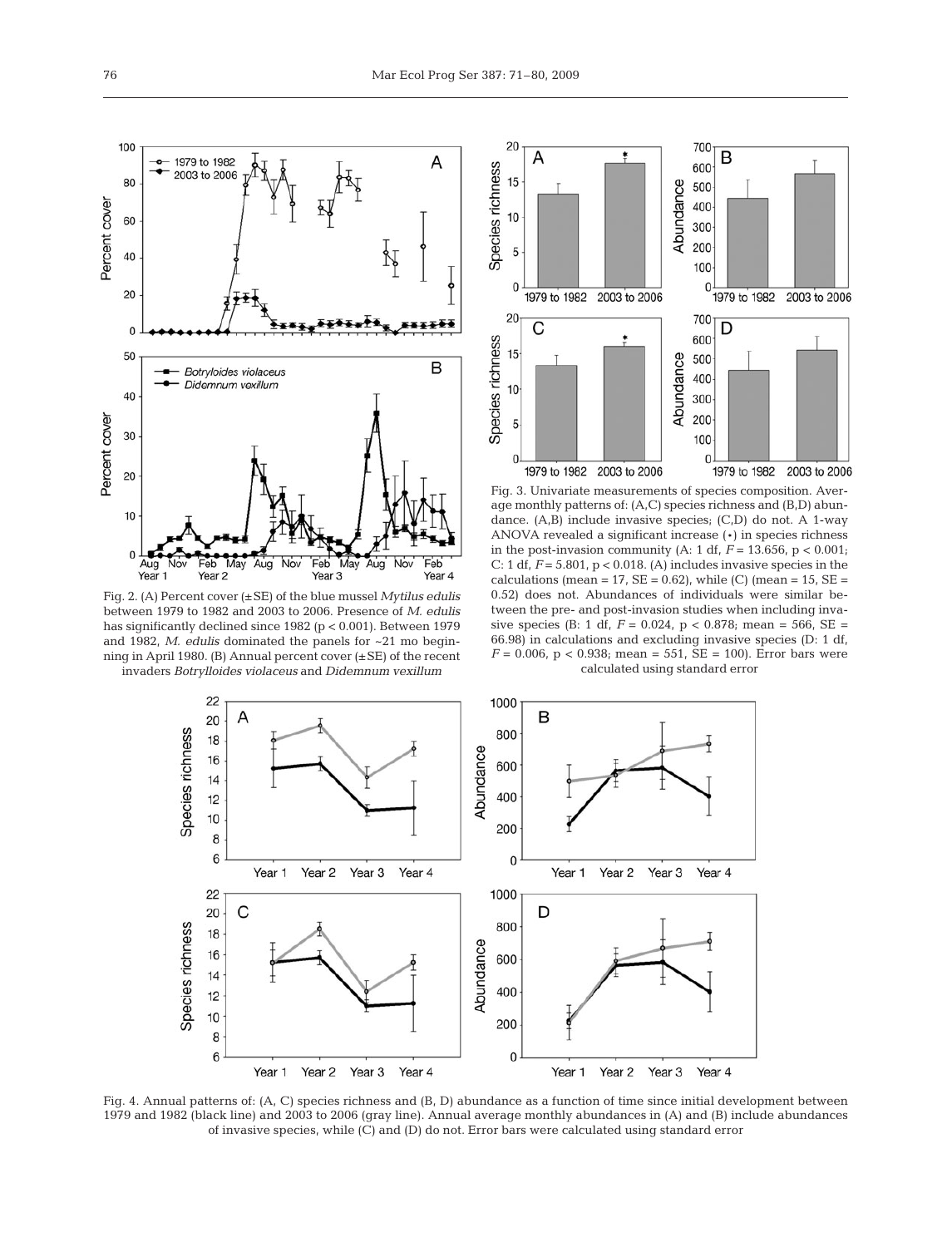100

A

1979 to 1982

2003 to 2006

Percent cover

80

60

40

20

0

50

B

*Botryloides violaceus*

*Didemnum vexillum*

Percent cover

40

30

20

10

0

Aug Nov Feb May Aug Nov Feb May Aug Nov Feb

Year 1 Year 2 Year 3 Year 4

Fig. 2. (A) Percent cover (±SE) of the blue mussel *Mytilus edulis* between 1979 to 1982 and 2003 to 2006. Presence of *M. edulis* has significantly declined since 1982 ($p < 0.001$). Between 1979 and 1982, *M. edulis* dominated the panels for ~21 mo beginning in April 1980. (B) Annual percent cover (±SE) of the recent invaders *Botrylloides violaceus* and *Didemnum vexillum*

A

Species richness

20

15

10

5

0

1979 to 1982 2003 to 2006

B

Abundance

700

600

500

400

300

200

100

0

1979 to 1982 2003 to 2006

C

Species richness

20

15

10

5

0

1979 to 1982 2003 to 2006

D

Abundance

700

600

500

400

300

200

100

0

1979 to 1982 2003 to 2006

Fig. 3. Univariate measurements of species composition. Average monthly patterns of: (A,C) species richness and (B,D) abundance. (A,B) include invasive species; (C,D) do not. A 1-way ANOVA revealed a significant increase (*) in species richness in the post-invasion community (A: 1 df, $F = 13.656$, $p < 0.001$; C: 1 df, $F = 5.801$, $p < 0.018$. (A) includes invasive species in the calculations (mean = 17, SE = 0.62), while (C) (mean = 15, SE = 0.52) does not. Abundances of individuals were similar between the pre- and post-invasion studies when including invasive species (B: 1 df, $F = 0.024$, $p < 0.878$; mean = 566, SE = 66.98) in calculations and excluding invasive species (D: 1 df, $F = 0.006$, $p < 0.938$; mean = 551, SE = 100). Error bars were calculated using standard error

A

Species richness

22

20

18

16

14

12

10

8

6

Year 1 Year 2 Year 3 Year 4

B

Abundance

1000

800

600

400

200

0

Year 1 Year 2 Year 3 Year 4

C

Species richness

22

20

18

16

14

12

10

8

6

Year 1 Year 2 Year 3 Year 4

D

Abundance

1000

800

600

400

200

0

Year 1 Year 2 Year 3 Year 4

Fig. 4. Annual patterns of: (A, C) species richness and (B, D) abundance as a function of time since initial development between 1979 and 1982 (black line) and 2003 to 2006 (gray line). Annual average monthly abundances in (A) and (B) include abundances of invasive species, while (C) and (D) do not. Error bars were calculated using standard error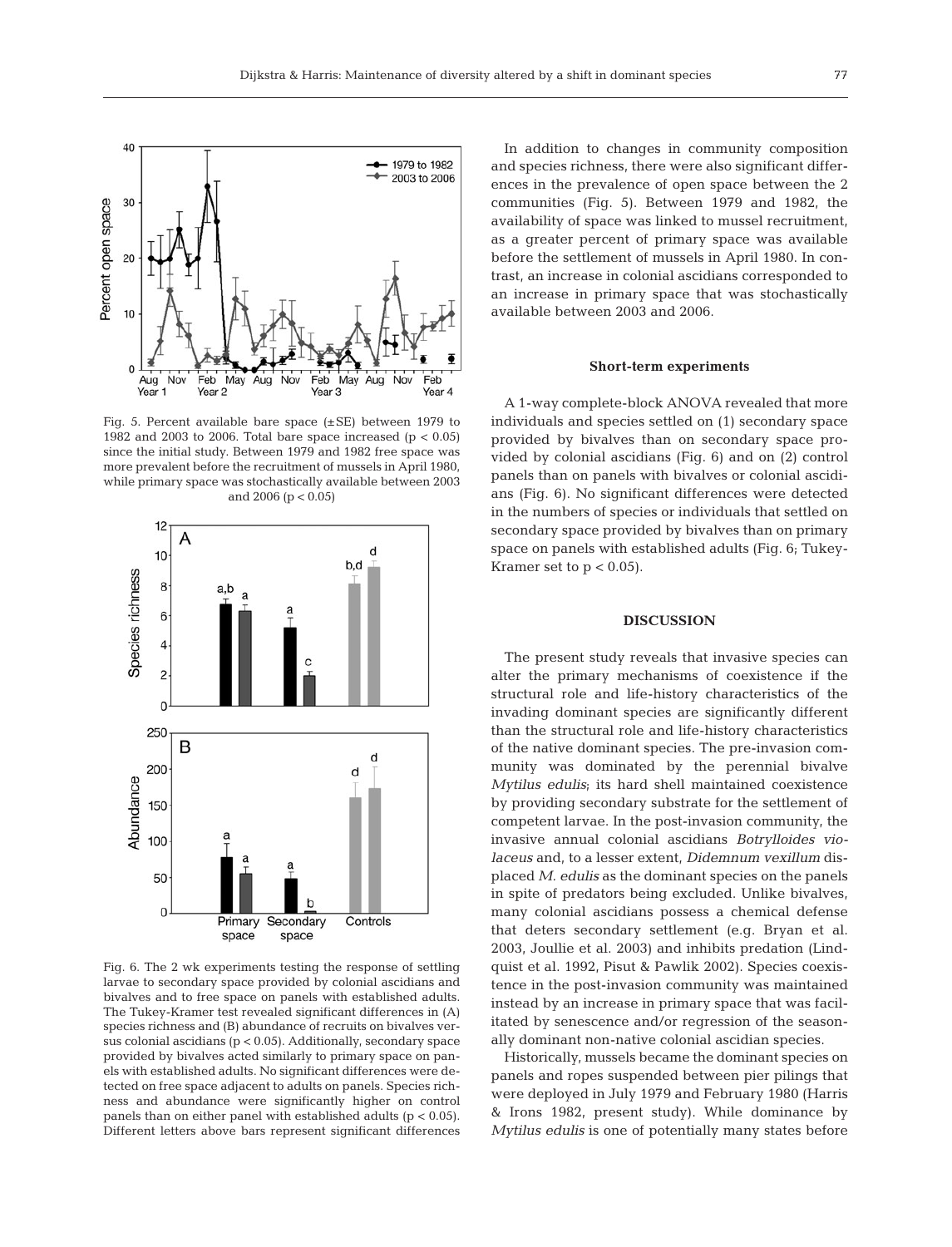40

30

20

10

0

Percent open space

1979 to 1982

2003 to 2006

Aug Nov Feb May Aug Nov Feb May Aug Nov Feb

Year 1 Year 2 Year 3 Year 4

Fig. 5. Percent available bare space (±SE) between 1979 to 1982 and 2003 to 2006. Total bare space increased ($p < 0.05$) since the initial study. Between 1979 and 1982 free space was more prevalent before the recruitment of mussels in April 1980, while primary space was stochastically available between 2003 and 2006 ($p < 0.05$)

A

Species richness

12 10 8 6 4 2 0

a,b a a c b,d d

B

Abundance

250 200 150 100 50 0

a a a b d d

Primary space Secondary space Controls

Fig. 6. The 2 wk experiments testing the response of settling larvae to secondary space provided by colonial ascidians and bivalves and to free space on panels with established adults. The Tukey-Kramer test revealed significant differences in (A) species richness and (B) abundance of recruits on bivalves versus colonial ascidians ($p < 0.05$). Additionally, secondary space provided by bivalves acted similarly to primary space on panels with established adults. No significant differences were detected on free space adjacent to adults on panels. Species richness and abundance were significantly higher on control panels than on either panel with established adults ($p < 0.05$). Different letters above bars represent significant differences

In addition to changes in community composition and species richness, there were also significant differences in the prevalence of open space between the 2 communities (Fig. 5). Between 1979 and 1982, the availability of space was linked to mussel recruitment, as a greater percent of primary space was available before the settlement of mussels in April 1980. In contrast, an increase in colonial ascidians corresponded to an increase in primary space that was stochastically available between 2003 and 2006.

### Short-term experiments

A 1-way complete-block ANOVA revealed that more individuals and species settled on (1) secondary space provided by bivalves than on secondary space provided by colonial ascidians (Fig. 6) and on (2) control panels than on panels with bivalves or colonial ascidians (Fig. 6). No significant differences were detected in the numbers of species or individuals that settled on secondary space provided by bivalves than on primary space on panels with established adults (Fig. 6; Tukey-Kramer set to $p < 0.05$).

## DISCUSSION

The present study reveals that invasive species can alter the primary mechanisms of coexistence if the structural role and life-history characteristics of the invading dominant species are significantly different than the structural role and life-history characteristics of the native dominant species. The pre-invasion community was dominated by the perennial bivalve *Mytilus edulis*; its hard shell maintained coexistence by providing secondary substrate for the settlement of competent larvae. In the post-invasion community, the invasive annual colonial ascidians *Botrylloides violaceus* and, to a lesser extent, *Didemnum vexillum* displaced *M. edulis* as the dominant species on the panels in spite of predators being excluded. Unlike bivalves, many colonial ascidians possess a chemical defense that deters secondary settlement (e.g. Bryan et al. 2003, Joullie et al. 2003) and inhibits predation (Lindquist et al. 1992, Pisut & Pawlik 2002). Species coexistence in the post-invasion community was maintained instead by an increase in primary space that was facilitated by senescence and/or regression of the seasonally dominant non-native colonial ascidian species.

Historically, mussels became the dominant species on panels and ropes suspended between pier pilings that were deployed in July 1979 and February 1980 (Harris & Irons 1982, present study). While dominance by *Mytilus edulis* is one of potentially many states before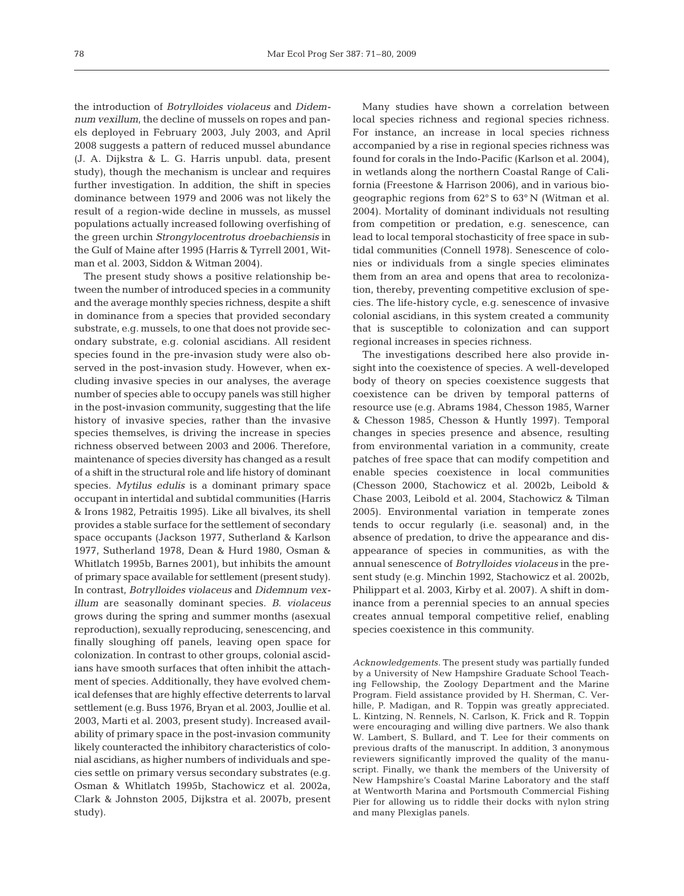the introduction of *Botrylloides violaceus* and *Didemnum vexillum*, the decline of mussels on ropes and panels deployed in February 2003, July 2003, and April 2008 suggests a pattern of reduced mussel abundance (J. A. Dijkstra & L. G. Harris unpubl. data, present study), though the mechanism is unclear and requires further investigation. In addition, the shift in species dominance between 1979 and 2006 was not likely the result of a region-wide decline in mussels, as mussel populations actually increased following overfishing of the green urchin *Strongylocentrotus droebachiensis* in the Gulf of Maine after 1995 (Harris & Tyrrell 2001, Witman et al. 2003, Siddon & Witman 2004).

The present study shows a positive relationship between the number of introduced species in a community and the average monthly species richness, despite a shift in dominance from a species that provided secondary substrate, e.g. mussels, to one that does not provide secondary substrate, e.g. colonial ascidians. All resident species found in the pre-invasion study were also observed in the post-invasion study. However, when excluding invasive species in our analyses, the average number of species able to occupy panels was still higher in the post-invasion community, suggesting that the life history of invasive species, rather than the invasive species themselves, is driving the increase in species richness observed between 2003 and 2006. Therefore, maintenance of species diversity has changed as a result of a shift in the structural role and life history of dominant species. *Mytilus edulis* is a dominant primary space occupant in intertidal and subtidal communities (Harris & Irons 1982, Petraitis 1995). Like all bivalves, its shell provides a stable surface for the settlement of secondary space occupants (Jackson 1977, Sutherland & Karlson 1977, Sutherland 1978, Dean & Hurd 1980, Osman & Whitlatch 1995b, Barnes 2001), but inhibits the amount of primary space available for settlement (present study). In contrast, *Botrylloides violaceus* and *Didemnum vexillum* are seasonally dominant species. *B. violaceus* grows during the spring and summer months (asexual reproduction), sexually reproducing, senescencing, and finally sloughing off panels, leaving open space for colonization. In contrast to other groups, colonial ascidians have smooth surfaces that often inhibit the attachment of species. Additionally, they have evolved chemical defenses that are highly effective deterrents to larval settlement (e.g. Buss 1976, Bryan et al. 2003, Joullie et al. 2003, Marti et al. 2003, present study). Increased availability of primary space in the post-invasion community likely counteracted the inhibitory characteristics of colonial ascidians, as higher numbers of individuals and species settle on primary versus secondary substrates (e.g. Osman & Whitlatch 1995b, Stachowicz et al. 2002a, Clark & Johnston 2005, Dijkstra et al. 2007b, present study).

Many studies have shown a correlation between local species richness and regional species richness. For instance, an increase in local species richness accompanied by a rise in regional species richness was found for corals in the Indo-Pacific (Karlson et al. 2004), in wetlands along the northern Coastal Range of California (Freestone & Harrison 2006), and in various biogeographic regions from 62° S to 63° N (Witman et al. 2004). Mortality of dominant individuals not resulting from competition or predation, e.g. senescence, can lead to local temporal stochasticity of free space in subtidal communities (Connell 1978). Senescence of colonies or individuals from a single species eliminates them from an area and opens that area to recolonization, thereby, preventing competitive exclusion of species. The life-history cycle, e.g. senescence of invasive colonial ascidians, in this system created a community that is susceptible to colonization and can support regional increases in species richness.

The investigations described here also provide insight into the coexistence of species. A well-developed body of theory on species coexistence suggests that coexistence can be driven by temporal patterns of resource use (e.g. Abrams 1984, Chesson 1985, Warner & Chesson 1985, Chesson & Huntly 1997). Temporal changes in species presence and absence, resulting from environmental variation in a community, create patches of free space that can modify competition and enable species coexistence in local communities (Chesson 2000, Stachowicz et al. 2002b, Leibold & Chase 2003, Leibold et al. 2004, Stachowicz & Tilman 2005). Environmental variation in temperate zones tends to occur regularly (i.e. seasonal) and, in the absence of predation, to drive the appearance and disappearance of species in communities, as with the annual senescence of *Botrylloides violaceus* in the present study (e.g. Minchin 1992, Stachowicz et al. 2002b, Philippart et al. 2003, Kirby et al. 2007). A shift in dominance from a perennial species to an annual species creates annual temporal competitive relief, enabling species coexistence in this community.

*Acknowledgements.* The present study was partially funded by a University of New Hampshire Graduate School Teaching Fellowship, the Zoology Department and the Marine Program. Field assistance provided by H. Sherman, C. Verhille, P. Madigan, and R. Toppin was greatly appreciated. L. Kintzing, N. Rennels, N. Carlson, K. Frick and R. Toppin were encouraging and willing dive partners. We also thank W. Lambert, S. Bullard, and T. Lee for their comments on previous drafts of the manuscript. In addition, 3 anonymous reviewers significantly improved the quality of the manuscript. Finally, we thank the members of the University of New Hampshire's Coastal Marine Laboratory and the staff at Wentworth Marina and Portsmouth Commercial Fishing Pier for allowing us to riddle their docks with nylon string and many Plexiglas panels.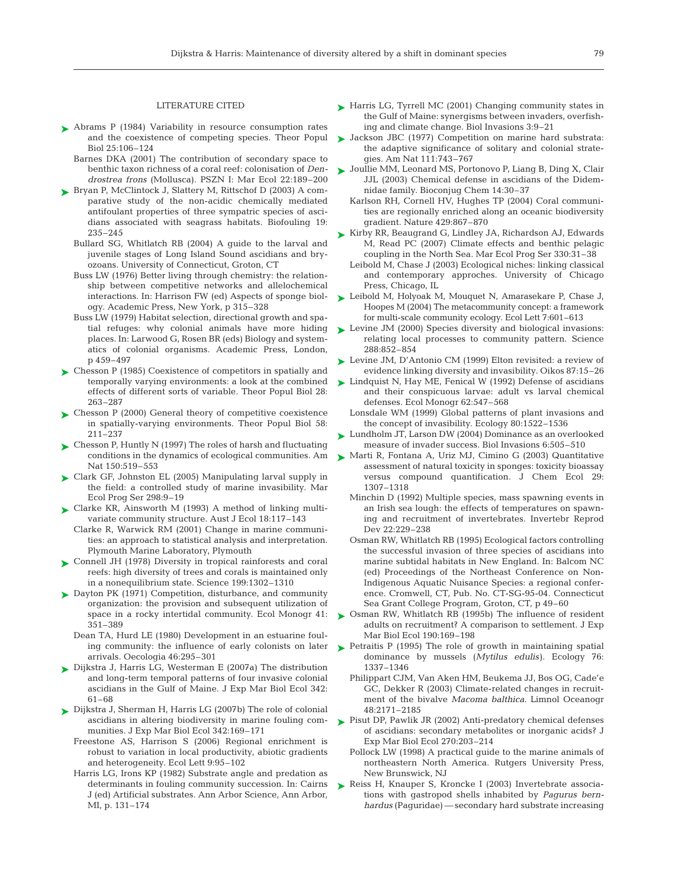## LITERATURE CITED

- Abrams P (1984) Variability in resource consumption rates and the coexistence of competing species. Theor Popul Biol 25:106–124
- Barnes DKA (2001) The contribution of secondary space to benthic taxon richness of a coral reef: colonisation of *Dendrostrea frons* (Mollusca). PSZN I: Mar Ecol 22:189–200
- Bryan P, McClintock J, Slattery M, Rittschof D (2003) A comparative study of the non-acidic chemically mediated antifoulant properties of three sympatric species of ascidians associated with seagrass habitats. Biofouling 19: 235–245
- Bullard SG, Whitlatch RB (2004) A guide to the larval and juvenile stages of Long Island Sound ascidians and bryozoans. University of Connecticut, Groton, CT
- Buss LW (1976) Better living through chemistry: the relationship between competitive networks and allelochemical interactions. In: Harrison FW (ed) Aspects of sponge biology. Academic Press, New York, p 315–328
- Buss LW (1979) Habitat selection, directional growth and spatial refuges: why colonial animals have more hiding places. In: Larwood G, Rosen BR (eds) Biology and systematics of colonial organisms. Academic Press, London, p 459–497
- Chesson P (1985) Coexistence of competitors in spatially and temporally varying environments: a look at the combined effects of different sorts of variable. Theor Popul Biol 28: 263–287
- Chesson P (2000) General theory of competitive coexistence in spatially-varying environments. Theor Popul Biol 58: 211–237
- Chesson P, Huntly N (1997) The roles of harsh and fluctuating conditions in the dynamics of ecological communities. Am Nat 150:519–553
- Clark GF, Johnston EL (2005) Manipulating larval supply in the field: a controlled study of marine invasibility. Mar Ecol Prog Ser 298:9–19
- Clarke KR, Ainsworth M (1993) A method of linking multivariate community structure. Aust J Ecol 18:117–143
- Clarke R, Warwick RM (2001) Change in marine communities: an approach to statistical analysis and interpretation. Plymouth Marine Laboratory, Plymouth
- Connell JH (1978) Diversity in tropical rainforests and coral reefs: high diversity of trees and corals is maintained only in a nonequilibrium state. Science 199:1302–1310
- Dayton PK (1971) Competition, disturbance, and community organization: the provision and subsequent utilization of space in a rocky intertidal community. Ecol Monogr 41: 351–389
- Dean TA, Hurd LE (1980) Development in an estuarine fouling community: the influence of early colonists on later arrivals. Oecologia 46:295–301
- Dijkstra J, Harris LG, Westerman E (2007a) The distribution and long-term temporal patterns of four invasive colonial ascidians in the Gulf of Maine. J Exp Mar Biol Ecol 342: 61–68
- Dijkstra J, Sherman H, Harris LG (2007b) The role of colonial ascidians in altering biodiversity in marine fouling communities. J Exp Mar Biol Ecol 342:169–171
- Freestone AS, Harrison S (2006) Regional enrichment is robust to variation in local productivity, abiotic gradients and heterogeneity. Ecol Lett 9:95–102
- Harris LG, Irons KP (1982) Substrate angle and predation as determinants in fouling community succession. In: Cairns J (ed) Artificial substrates. Ann Arbor Science, Ann Arbor, MI, p. 131–174
- Harris LG, Tyrrell MC (2001) Changing community states in the Gulf of Maine: synergisms between invaders, overfishing and climate change. Biol Invasions 3:9–21
- Jackson JBC (1977) Competition on marine hard substrata: the adaptive significance of solitary and colonial strategies. Am Nat 111:743–767
- Joullie MM, Leonard MS, Portonovo P, Liang B, Ding X, Clair JJL (2003) Chemical defense in ascidians of the Didemnidae family. Bioconjug Chem 14:30–37
- Karlson RH, Cornell HV, Hughes TP (2004) Coral communities are regionally enriched along an oceanic biodiversity gradient. Nature 429:867–870
- Kirby RR, Beaugrand G, Lindley JA, Richardson AJ, Edwards M, Read PC (2007) Climate effects and benthic pelagic coupling in the North Sea. Mar Ecol Prog Ser 330:31–38
- Leibold M, Chase J (2003) Ecological niches: linking classical and contemporary approches. University of Chicago Press, Chicago, IL
- Leibold M, Holyoak M, Mouquet N, Amarasekare P, Chase J, Hoopes M (2004) The metacommunity concept: a framework for multi-scale community ecology. Ecol Lett 7:601–613
- Levine JM (2000) Species diversity and biological invasions: relating local processes to community pattern. Science 288:852–854
- Levine JM, D'Antonio CM (1999) Elton revisited: a review of evidence linking diversity and invasibility. Oikos 87:15–26
- Lindquist N, Hay ME, Fenical W (1992) Defense of ascidians and their conspicuous larvae: adult vs larval chemical defenses. Ecol Monogr 62:547–568
- Lonsdale WM (1999) Global patterns of plant invasions and the concept of invasibility. Ecology 80:1522–1536
- Lundholm JT, Larson DW (2004) Dominance as an overlooked measure of invader success. Biol Invasions 6:505–510
- Marti R, Fontana A, Uriz MJ, Cimino G (2003) Quantitative assessment of natural toxicity in sponges: toxicity bioassay versus compound quantification. J Chem Ecol 29: 1307–1318
- Minchin D (1992) Multiple species, mass spawning events in an Irish sea lough: the effects of temperatures on spawning and recruitment of invertebrates. Invertebr Reprod Dev 22:229–238
- Osman RW, Whitlatch RB (1995) Ecological factors controlling the successful invasion of three species of ascidians into marine subtidal habitats in New England. In: Balcom NC (ed) Proceedings of the Northeast Conference on Non-Indigenous Aquatic Nuisance Species: a regional conference. Cromwell, CT, Pub. No. CT-SG-95-04. Connecticut Sea Grant College Program, Groton, CT, p 49–60
- Osman RW, Whitlatch RB (1995b) The influence of resident adults on recruitment? A comparison to settlement. J Exp Mar Biol Ecol 190:169–198
- Petraitis P (1995) The role of growth in maintaining spatial dominance by mussels (*Mytilus edulis*). Ecology 76: 1337–1346
- Philippart CJM, Van Aken HM, Beukema JJ, Bos OG, Cade'e GC, Dekker R (2003) Climate-related changes in recruitment of the bivalve *Macoma balthica*. Limnol Oceanogr 48:2171–2185
- Pisut DP, Pawlik JR (2002) Anti-predatory chemical defenses of ascidians: secondary metabolites or inorganic acids? J Exp Mar Biol Ecol 270:203–214
- Pollock LW (1998) A practical guide to the marine animals of northeastern North America. Rutgers University Press, New Brunswick, NJ
- Reiss H, Knauper S, Kroncke I (2003) Invertebrate associations with gastropod shells inhabited by *Pagurus bernhardus* (Paguridae) — secondary hard substrate increasing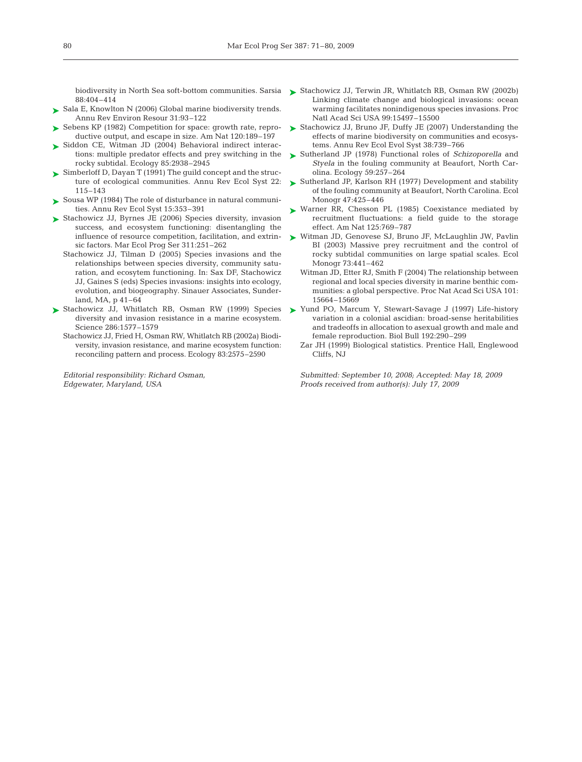biodiversity in North Sea soft-bottom communities. Sarsia 88:404–414

Sala E, Knowlton N (2006) Global marine biodiversity trends. Annu Rev Environ Resour 31:93–122

Sebens KP (1982) Competition for space: growth rate, reproductive output, and escape in size. Am Nat 120:189–197

Siddon CE, Witman JD (2004) Behavioral indirect interactions: multiple predator effects and prey switching in the rocky subtidal. Ecology 85:2938–2945

Simberloff D, Dayan T (1991) The guild concept and the structure of ecological communities. Annu Rev Ecol Syst 22: 115–143

Sousa WP (1984) The role of disturbance in natural communities. Annu Rev Ecol Syst 15:353–391

Stachowicz JJ, Byrnes JE (2006) Species diversity, invasion success, and ecosystem functioning: disentangling the influence of resource competition, facilitation, and extrinsic factors. Mar Ecol Prog Ser 311:251–262

Stachowicz JJ, Tilman D (2005) Species invasions and the relationships between species diversity, community saturation, and ecosytem functioning. In: Sax DF, Stachowicz JJ, Gaines S (eds) Species invasions: insights into ecology, evolution, and biogeography. Sinauer Associates, Sunderland, MA, p 41–64

Stachowicz JJ, Whitlatch RB, Osman RW (1999) Species diversity and invasion resistance in a marine ecosystem. Science 286:1577–1579

Stachowicz JJ, Fried H, Osman RW, Whitlatch RB (2002a) Biodiversity, invasion resistance, and marine ecosystem function: reconciling pattern and process. Ecology 83:2575–2590

Stachowicz JJ, Terwin JR, Whitlatch RB, Osman RW (2002b) Linking climate change and biological invasions: ocean warming facilitates nonindigenous species invasions. Proc Natl Acad Sci USA 99:15497–15500

Stachowicz JJ, Bruno JF, Duffy JE (2007) Understanding the effects of marine biodiversity on communities and ecosystems. Annu Rev Ecol Evol Syst 38:739–766

Sutherland JP (1978) Functional roles of *Schizoporella* and *Styela* in the fouling community at Beaufort, North Carolina. Ecology 59:257–264

Sutherland JP, Karlson RH (1977) Development and stability of the fouling community at Beaufort, North Carolina. Ecol Monogr 47:425–446

Warner RR, Chesson PL (1985) Coexistance mediated by recruitment fluctuations: a field guide to the storage effect. Am Nat 125:769–787

Witman JD, Genovese SJ, Bruno JF, McLaughlin JW, Pavlin BI (2003) Massive prey recruitment and the control of rocky subtidal communities on large spatial scales. Ecol Monogr 73:441–462

Witman JD, Etter RJ, Smith F (2004) The relationship between regional and local species diversity in marine benthic communities: a global perspective. Proc Nat Acad Sci USA 101: 15664–15669

Yund PO, Marcum Y, Stewart-Savage J (1997) Life-history variation in a colonial ascidian: broad-sense heritabilities and tradeoffs in allocation to asexual growth and male and female reproduction. Biol Bull 192:290–299

Zar JH (1999) Biological statistics. Prentice Hall, Englewood Cliffs, NJ

*Editorial responsibility: Richard Osman, Edgewater, Maryland, USA*

*Submitted: September 10, 2008; Accepted: May 18, 2009*
*Proofs received from author(s): July 17, 2009*